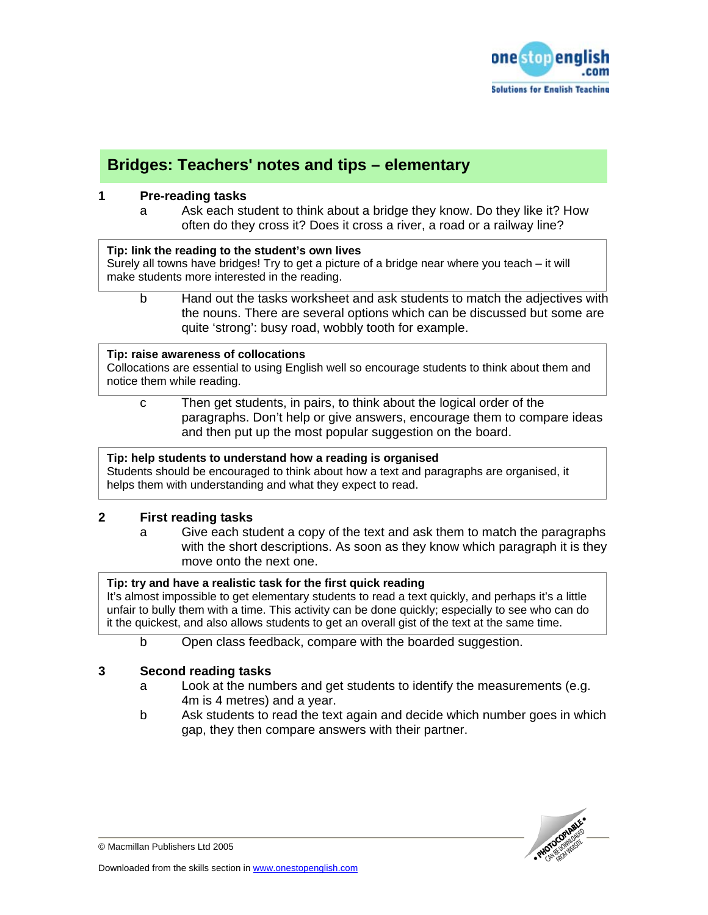# Bridges: Teachers' notes and tips – elementary

## 1 Pre-reading tasks

a. Ask each student to think about a bridge they know. Do they like it? How often do they cross it? Does it cross a river, a road or a railway line?

> **Tip: link the reading to the student's own lives**
> Surely all towns have bridges! Try to get a picture of a bridge near where you teach – it will make students more interested in the reading.

b. Hand out the tasks worksheet and ask students to match the adjectives with the nouns. There are several options which can be discussed but some are quite 'strong': busy road, wobbly tooth for example.

> **Tip: raise awareness of collocations**
> Collocations are essential to using English well so encourage students to think about them and notice them while reading.

c. Then get students, in pairs, to think about the logical order of the paragraphs. Don't help or give answers, encourage them to compare ideas and then put up the most popular suggestion on the board.

> **Tip: help students to understand how a reading is organised**
> Students should be encouraged to think about how a text and paragraphs are organised, it helps them with understanding and what they expect to read.

## 2 First reading tasks

a. Give each student a copy of the text and ask them to match the paragraphs with the short descriptions. As soon as they know which paragraph it is they move onto the next one.

> **Tip: try and have a realistic task for the first quick reading**
> It's almost impossible to get elementary students to read a text quickly, and perhaps it's a little unfair to bully them with a time. This activity can be done quickly; especially to see who can do it the quickest, and also allows students to get an overall gist of the text at the same time.

b. Open class feedback, compare with the boarded suggestion.

## 3 Second reading tasks

a. Look at the numbers and get students to identify the measurements (e.g. 4m is 4 metres) and a year.

b. Ask students to read the text again and decide which number goes in which gap, they then compare answers with their partner.

© Macmillan Publishers Ltd 2005

Downloaded from the skills section in www.onestopenglish.com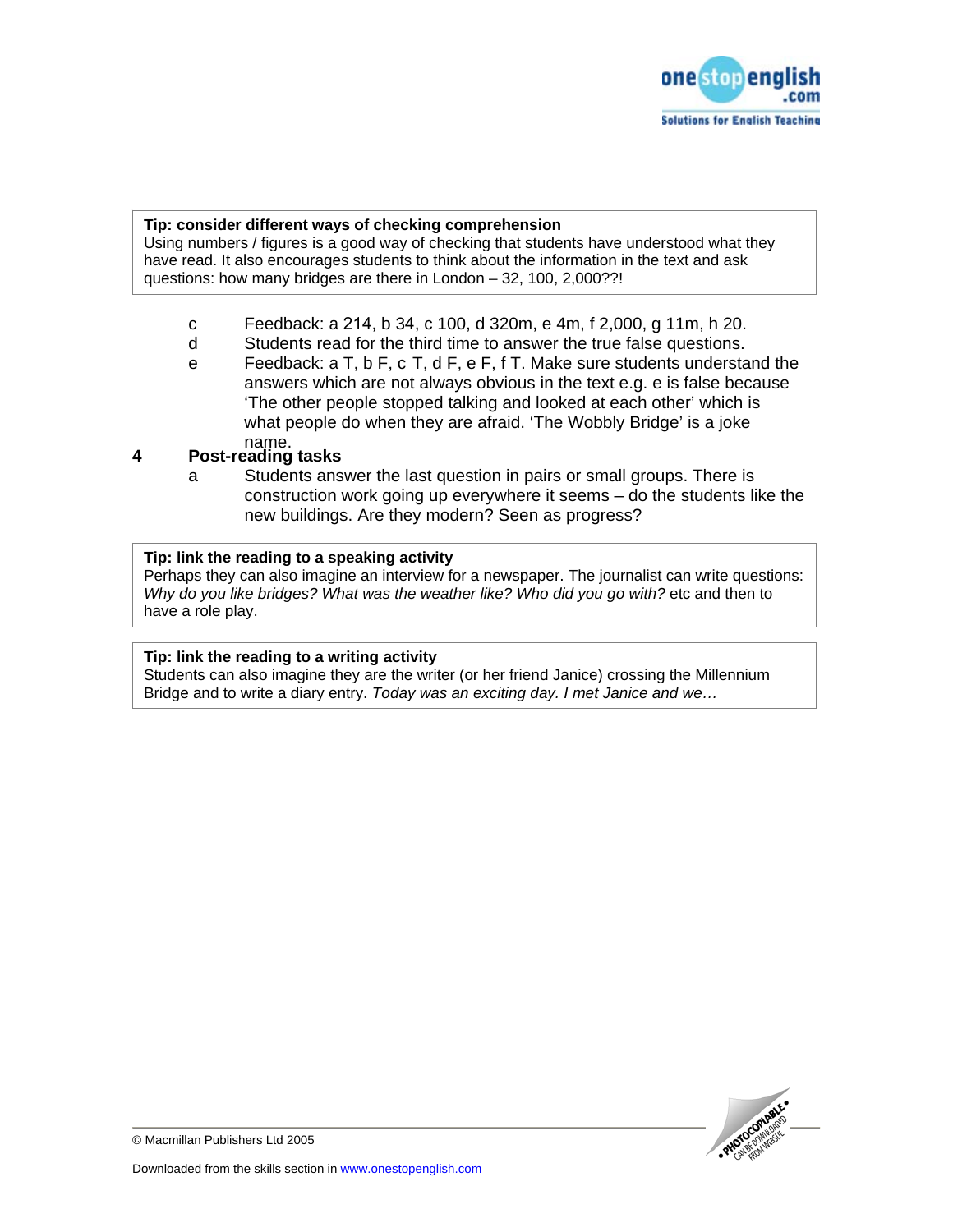**Tip: consider different ways of checking comprehension**
Using numbers / figures is a good way of checking that students have understood what they have read. It also encourages students to think about the information in the text and ask questions: how many bridges are there in London – 32, 100, 2,000??!

c Feedback: a 214, b 34, c 100, d 320m, e 4m, f 2,000, g 11m, h 20.

d Students read for the third time to answer the true false questions.

e Feedback: a T, b F, c T, d F, e F, f T. Make sure students understand the answers which are not always obvious in the text e.g. e is false because 'The other people stopped talking and looked at each other' which is what people do when they are afraid. 'The Wobbly Bridge' is a joke name.

## 4 Post-reading tasks

a Students answer the last question in pairs or small groups. There is construction work going up everywhere it seems – do the students like the new buildings. Are they modern? Seen as progress?

**Tip: link the reading to a speaking activity**
Perhaps they can also imagine an interview for a newspaper. The journalist can write questions: *Why do you like bridges? What was the weather like? Who did you go with?* etc and then to have a role play.

**Tip: link the reading to a writing activity**
Students can also imagine they are the writer (or her friend Janice) crossing the Millennium Bridge and to write a diary entry. *Today was an exciting day. I met Janice and we…*

© Macmillan Publishers Ltd 2005

Downloaded from the skills section in www.onestopenglish.com